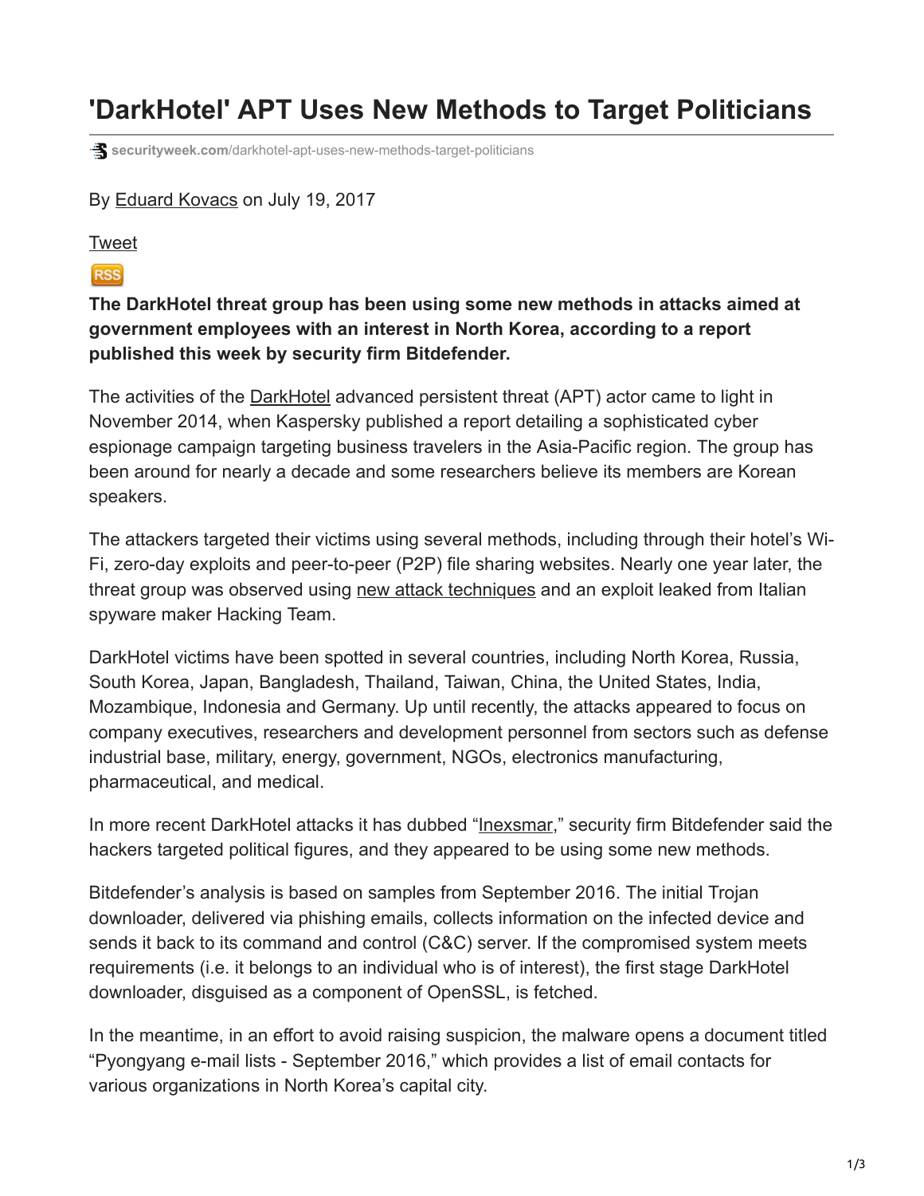# 'DarkHotel' APT Uses New Methods to Target Politicians

securityweek.com/darkhotel-apt-uses-new-methods-target-politicians

By Eduard Kovacs on July 19, 2017

Tweet

RSS

**The DarkHotel threat group has been using some new methods in attacks aimed at government employees with an interest in North Korea, according to a report published this week by security firm Bitdefender.**

The activities of the DarkHotel advanced persistent threat (APT) actor came to light in November 2014, when Kaspersky published a report detailing a sophisticated cyber espionage campaign targeting business travelers in the Asia-Pacific region. The group has been around for nearly a decade and some researchers believe its members are Korean speakers.

The attackers targeted their victims using several methods, including through their hotel's Wi-Fi, zero-day exploits and peer-to-peer (P2P) file sharing websites. Nearly one year later, the threat group was observed using new attack techniques and an exploit leaked from Italian spyware maker Hacking Team.

DarkHotel victims have been spotted in several countries, including North Korea, Russia, South Korea, Japan, Bangladesh, Thailand, Taiwan, China, the United States, India, Mozambique, Indonesia and Germany. Up until recently, the attacks appeared to focus on company executives, researchers and development personnel from sectors such as defense industrial base, military, energy, government, NGOs, electronics manufacturing, pharmaceutical, and medical.

In more recent DarkHotel attacks it has dubbed "Inexsmar," security firm Bitdefender said the hackers targeted political figures, and they appeared to be using some new methods.

Bitdefender's analysis is based on samples from September 2016. The initial Trojan downloader, delivered via phishing emails, collects information on the infected device and sends it back to its command and control (C&C) server. If the compromised system meets requirements (i.e. it belongs to an individual who is of interest), the first stage DarkHotel downloader, disguised as a component of OpenSSL, is fetched.

In the meantime, in an effort to avoid raising suspicion, the malware opens a document titled "Pyongyang e-mail lists - September 2016," which provides a list of email contacts for various organizations in North Korea's capital city.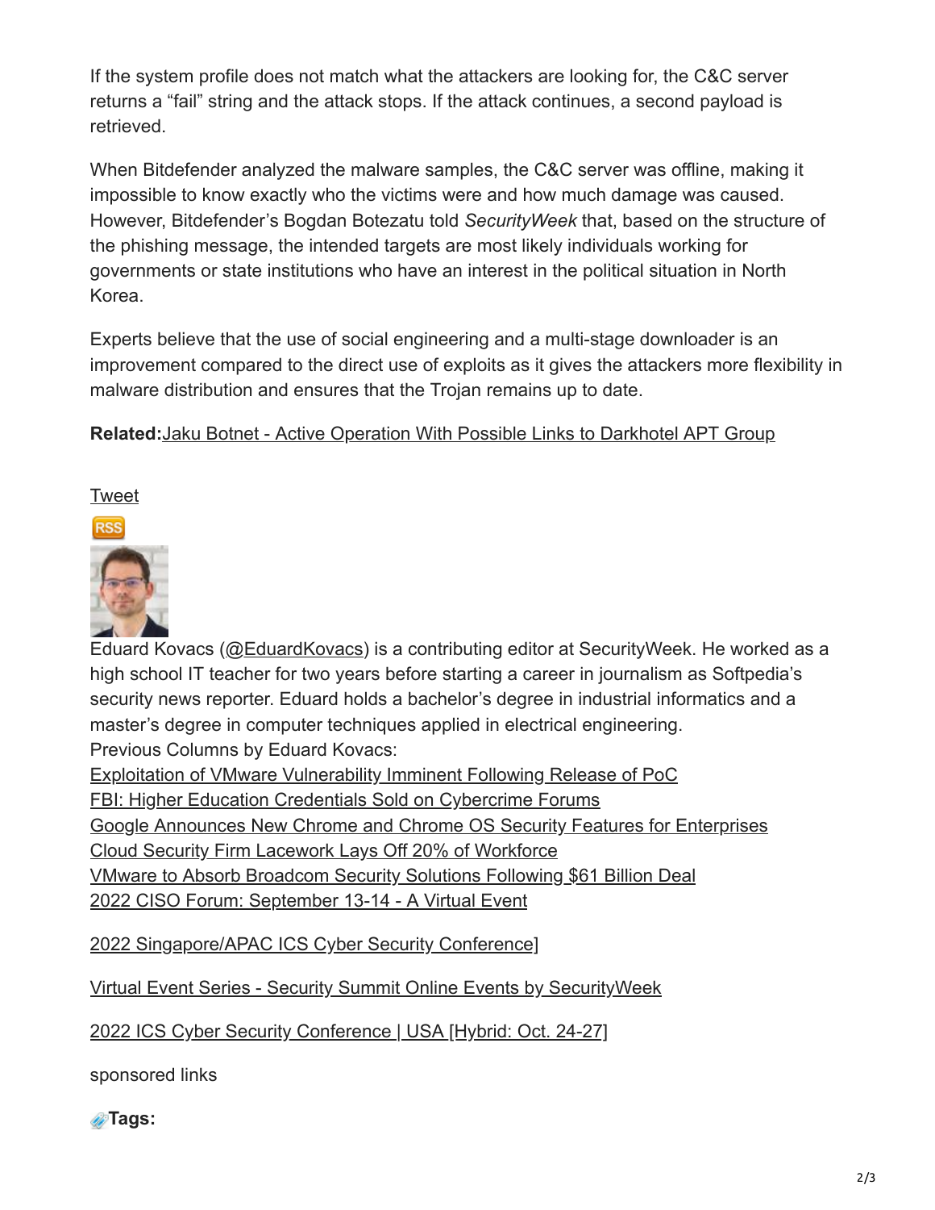If the system profile does not match what the attackers are looking for, the C&C server returns a "fail" string and the attack stops. If the attack continues, a second payload is retrieved.

When Bitdefender analyzed the malware samples, the C&C server was offline, making it impossible to know exactly who the victims were and how much damage was caused. However, Bitdefender's Bogdan Botezatu told *SecurityWeek* that, based on the structure of the phishing message, the intended targets are most likely individuals working for governments or state institutions who have an interest in the political situation in North Korea.

Experts believe that the use of social engineering and a multi-stage downloader is an improvement compared to the direct use of exploits as it gives the attackers more flexibility in malware distribution and ensures that the Trojan remains up to date.

**Related:**Jaku Botnet - Active Operation With Possible Links to Darkhotel APT Group

Tweet

Eduard Kovacs (@EduardKovacs) is a contributing editor at SecurityWeek. He worked as a high school IT teacher for two years before starting a career in journalism as Softpedia's security news reporter. Eduard holds a bachelor's degree in industrial informatics and a master's degree in computer techniques applied in electrical engineering.

Previous Columns by Eduard Kovacs:

Exploitation of VMware Vulnerability Imminent Following Release of PoC
FBI: Higher Education Credentials Sold on Cybercrime Forums
Google Announces New Chrome and Chrome OS Security Features for Enterprises
Cloud Security Firm Lacework Lays Off 20% of Workforce
VMware to Absorb Broadcom Security Solutions Following $61 Billion Deal
2022 CISO Forum: September 13-14 - A Virtual Event

2022 Singapore/APAC ICS Cyber Security Conference]

Virtual Event Series - Security Summit Online Events by SecurityWeek

2022 ICS Cyber Security Conference | USA [Hybrid: Oct. 24-27]

sponsored links

**Tags:**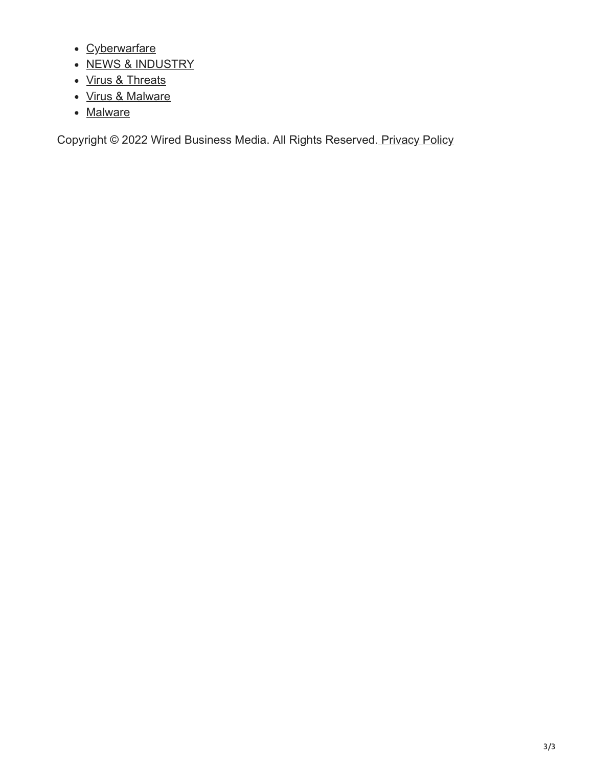- Cyberwarfare
- NEWS & INDUSTRY
- Virus & Threats
- Virus & Malware
- Malware

Copyright © 2022 Wired Business Media. All Rights Reserved. Privacy Policy